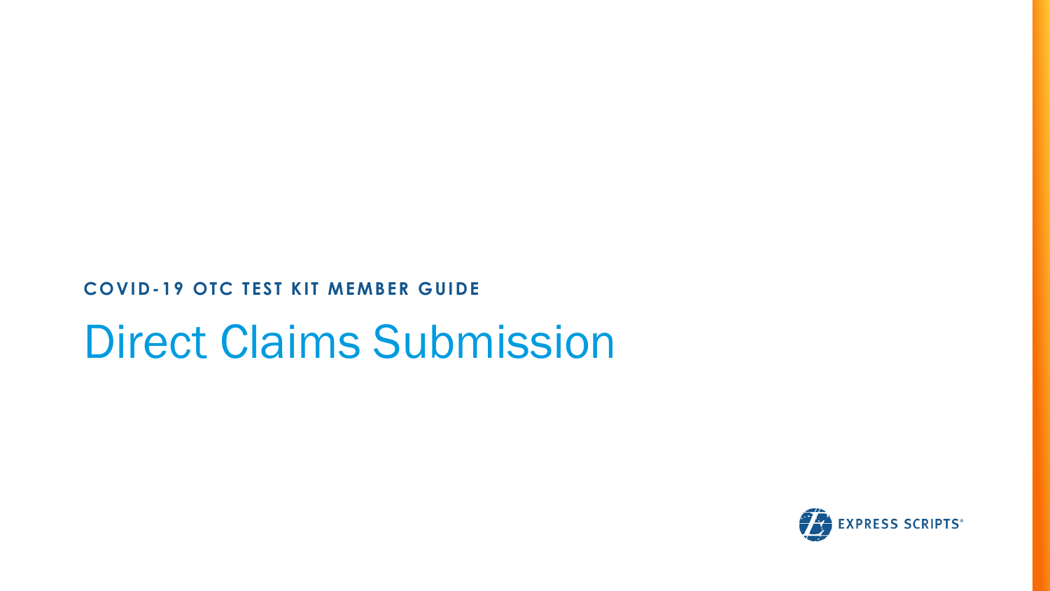**COVID-19 OTC TEST KIT MEMBER GUIDE**

# Direct Claims Submission

EXPRESS SCRIPTS®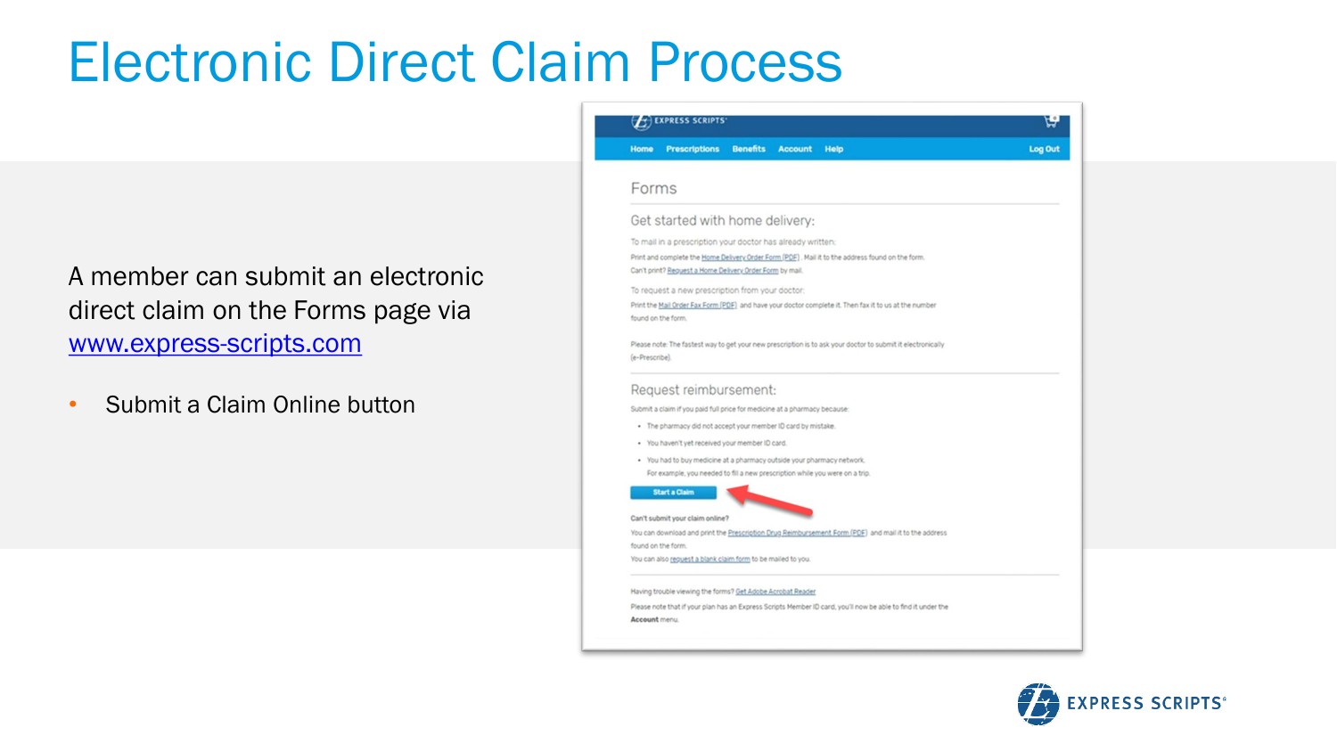# Electronic Direct Claim Process

A member can submit an electronic direct claim on the Forms page via [www.express-scripts.com](http://www.express-scripts.com)

- Submit a Claim Online button

EXPRESS SCRIPTS

Home Prescriptions Benefits Account Help Log Out

## Forms

### Get started with home delivery:

To mail in a prescription your doctor has already written:

Print and complete the Home Delivery Order Form (PDF). Mail it to the address found on the form.

Can't print? Request a Home Delivery Order Form by mail.

To request a new prescription from your doctor:

Print the Mail Order Fax Form (PDF) and have your doctor complete it. Then fax it to us at the number found on the form.

Please note: The fastest way to get your new prescription is to ask your doctor to submit it electronically (e-Prescribe).

### Request reimbursement:

Submit a claim if you paid full price for medicine at a pharmacy because:

- The pharmacy did not accept your member ID card by mistake.
- You haven't yet received your member ID card.
- You had to buy medicine at a pharmacy outside your pharmacy network. For example, you needed to fill a new prescription while you were on a trip.

Start a Claim

**Can't submit your claim online?**

You can download and print the Prescription Drug Reimbursement Form (PDF) and mail it to the address found on the form.

You can also request a blank claim form to be mailed to you.

Having trouble viewing the forms? Get Adobe Acrobat Reader

Please note that if your plan has an Express Scripts Member ID card, you'll now be able to find it under the **Account** menu.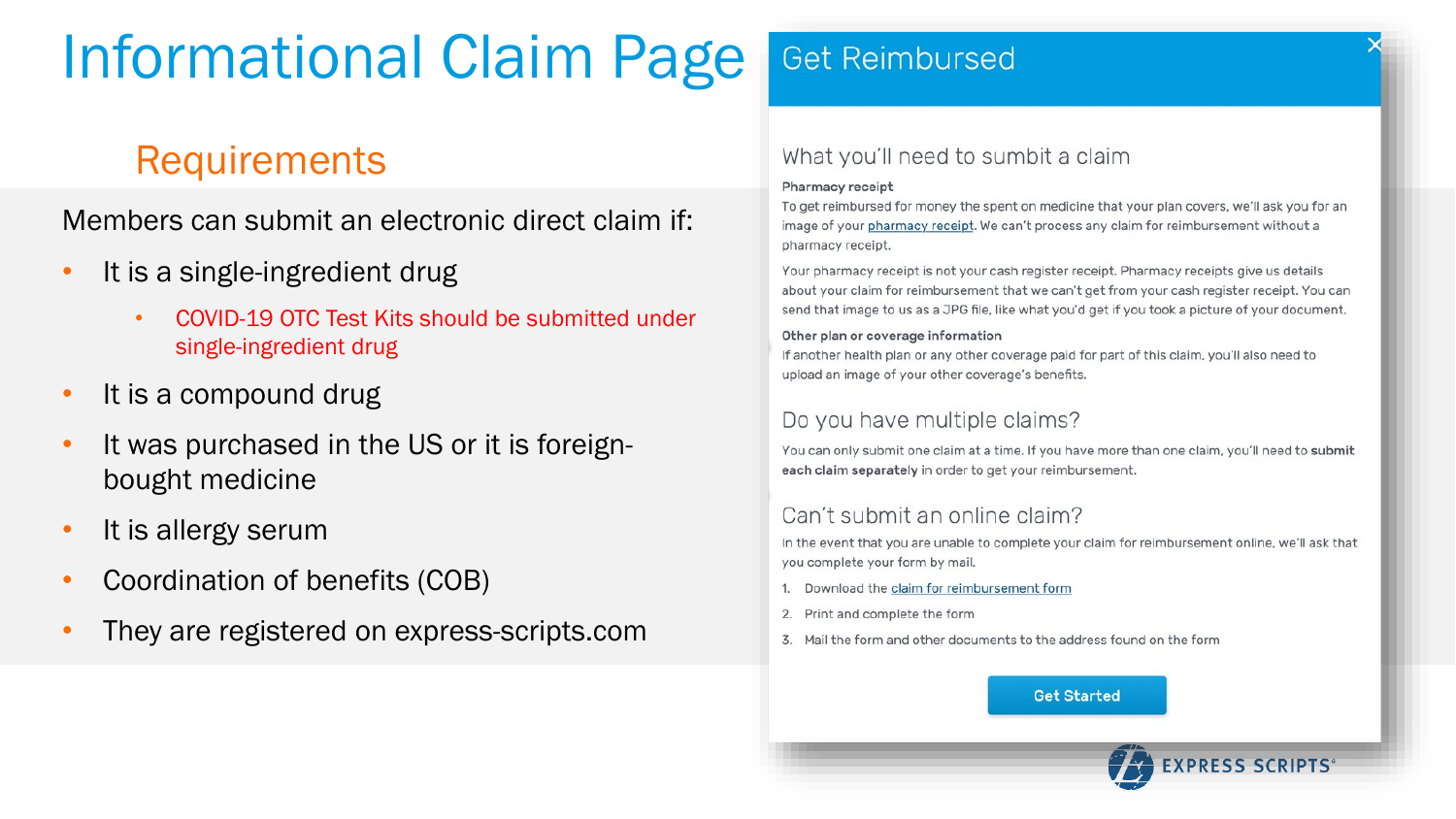# Informational Claim Page

## Requirements

Members can submit an electronic direct claim if:

- It is a single-ingredient drug
  - COVID-19 OTC Test Kits should be submitted under single-ingredient drug
- It is a compound drug
- It was purchased in the US or it is foreign-bought medicine
- It is allergy serum
- Coordination of benefits (COB)
- They are registered on express-scripts.com

## Get Reimbursed

### What you'll need to sumbit a claim

**Pharmacy receipt**

To get reimbursed for money the spent on medicine that your plan covers, we'll ask you for an image of your pharmacy receipt. We can't process any claim for reimbursement without a pharmacy receipt.

Your pharmacy receipt is not your cash register receipt. Pharmacy receipts give us details about your claim for reimbursement that we can't get from your cash register receipt. You can send that image to us as a JPG file, like what you'd get if you took a picture of your document.

**Other plan or coverage information**

If another health plan or any other coverage paid for part of this claim, you'll also need to upload an image of your other coverage's benefits.

### Do you have multiple claims?

You can only submit one claim at a time. If you have more than one claim, you'll need to **submit each claim separately** in order to get your reimbursement.

### Can't submit an online claim?

In the event that you are unable to complete your claim for reimbursement online, we'll ask that you complete your form by mail.

1. Download the claim for reimbursement form
2. Print and complete the form
3. Mail the form and other documents to the address found on the form

Get Started

EXPRESS SCRIPTS®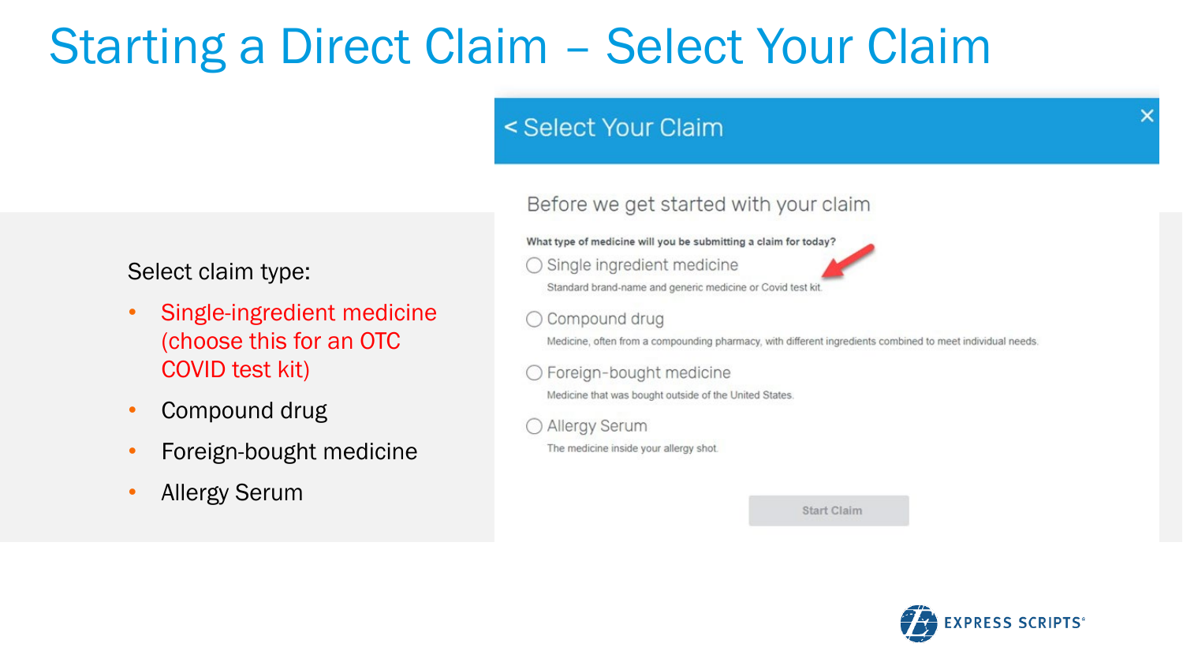# Starting a Direct Claim – Select Your Claim

Select claim type:

- Single-ingredient medicine (choose this for an OTC COVID test kit)
- Compound drug
- Foreign-bought medicine
- Allergy Serum

< Select Your Claim

Before we get started with your claim

**What type of medicine will you be submitting a claim for today?**

- Single ingredient medicine
  Standard brand-name and generic medicine or Covid test kit.
- Compound drug
  Medicine, often from a compounding pharmacy, with different ingredients combined to meet individual needs.
- Foreign-bought medicine
  Medicine that was bought outside of the United States.
- Allergy Serum
  The medicine inside your allergy shot.

Start Claim

EXPRESS SCRIPTS®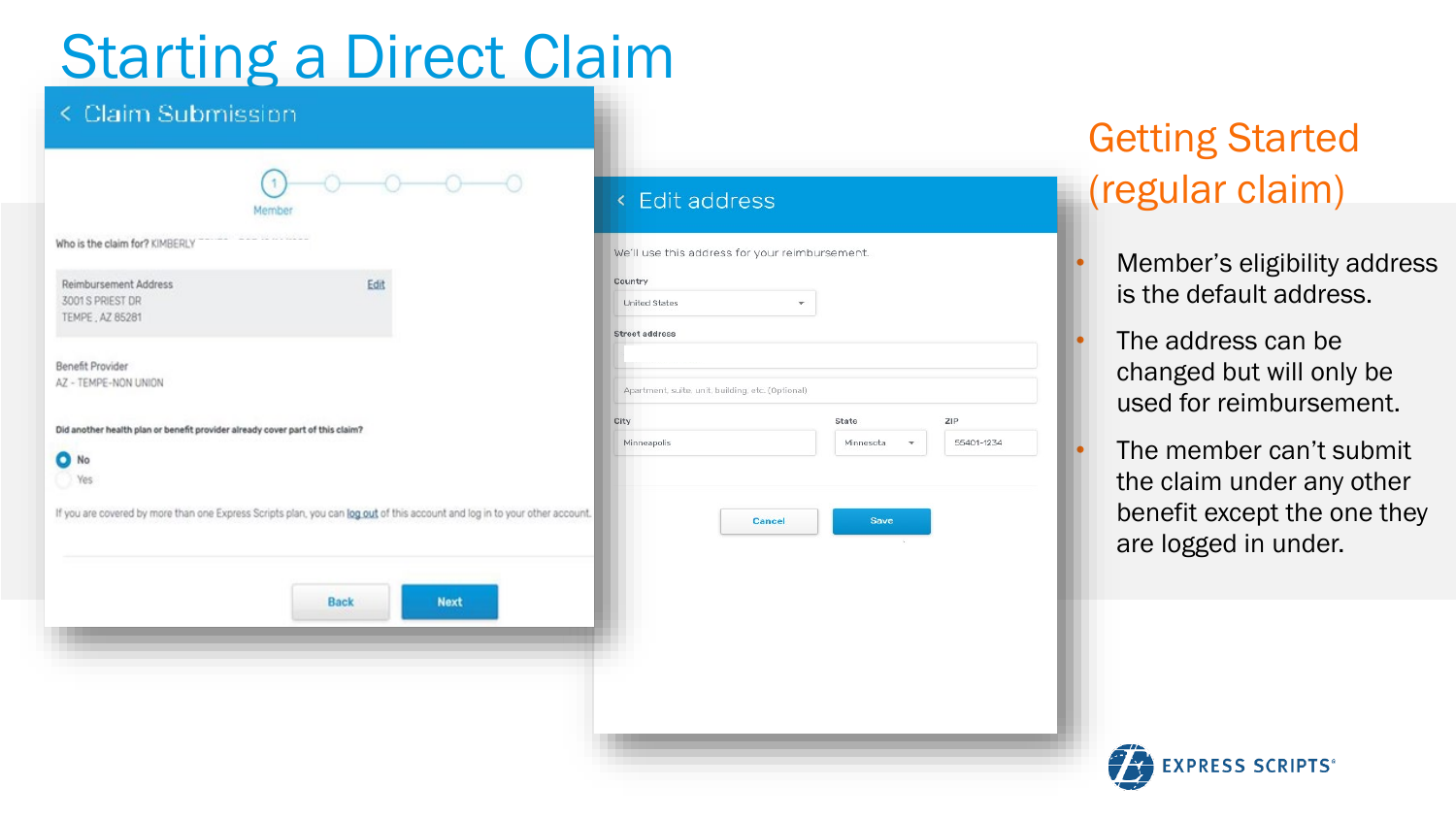# Starting a Direct Claim

< Claim Submission

Member

Who is the claim for? KIMBERLY

Reimbursement Address
3001 S PRIEST DR
TEMPE , AZ 85281

Edit

Benefit Provider
AZ - TEMPE-NON UNION

Did another health plan or benefit provider already cover part of this claim?

No

Yes

If you are covered by more than one Express Scripts plan, you can log out of this account and log in to your other account.

Back Next

< Edit address

We'll use this address for your reimbursement.

Country
United States

Street address

Apartment, suite, unit, building, etc. (Optional)

City
Minneapolis

State
Minnesota

ZIP
55401-1234

Cancel Save

## Getting Started (regular claim)

- Member's eligibility address is the default address.
- The address can be changed but will only be used for reimbursement.
- The member can't submit the claim under any other benefit except the one they are logged in under.

EXPRESS SCRIPTS®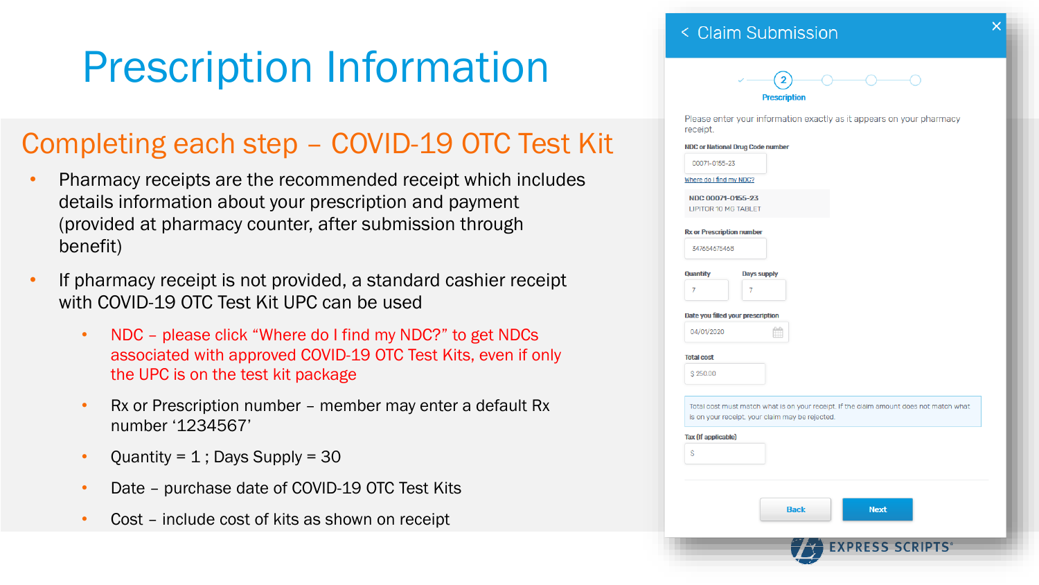# Prescription Information

## Completing each step – COVID-19 OTC Test Kit

- Pharmacy receipts are the recommended receipt which includes details information about your prescription and payment (provided at pharmacy counter, after submission through benefit)
- If pharmacy receipt is not provided, a standard cashier receipt with COVID-19 OTC Test Kit UPC can be used
  - NDC – please click “Where do I find my NDC?” to get NDCs associated with approved COVID-19 OTC Test Kits, even if only the UPC is on the test kit package
  - Rx or Prescription number – member may enter a default Rx number ‘1234567’
  - Quantity = 1 ; Days Supply = 30
  - Date – purchase date of COVID-19 OTC Test Kits
  - Cost – include cost of kits as shown on receipt

### Claim Submission

2 Prescription

Please enter your information exactly as it appears on your pharmacy receipt.

NDC or National Drug Code number: 00071-0155-23

Where do I find my NDC?

NDC 00071-0155-23
LIPITOR 10 MG TABLET

Rx or Prescription number: 347654675468

Quantity: 7

Days supply: 7

Date you filled your prescription: 04/01/2020

Total cost: $ 250.00

Total cost must match what is on your receipt. If the claim amount does not match what is on your receipt, your claim may be rejected.

Tax (If applicable): $

Back | Next

EXPRESS SCRIPTS®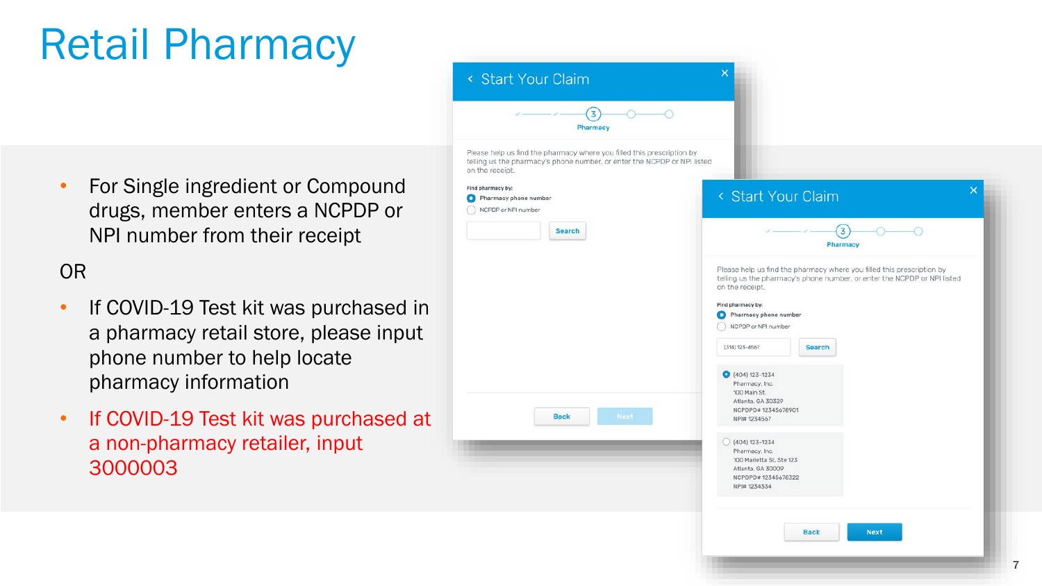# Retail Pharmacy

- For Single ingredient or Compound drugs, member enters a NCPDP or NPI number from their receipt

OR

- If COVID-19 Test kit was purchased in a pharmacy retail store, please input phone number to help locate pharmacy information
- If COVID-19 Test kit was purchased at a non-pharmacy retailer, input 3000003

## Start Your Claim

3 Pharmacy

Please help us find the pharmacy where you filled this prescription by telling us the pharmacy's phone number, or enter the NCPDP or NPI listed on the receipt.

Find pharmacy by:

- Pharmacy phone number
- NCPDP or NPI number

Search

Back | Next

## Start Your Claim

3 Pharmacy

Please help us find the pharmacy where you filled this prescription by telling us the pharmacy's phone number, or enter the NCPDP or NPI listed on the receipt.

Find pharmacy by:

- Pharmacy phone number
- NCPDP or NPI number

(314) 123-4567 | Search

(404) 123-1234
Pharmacy, Inc.
100 Main St.
Atlanta, GA 30329
NCPDP# 12345678901
NPI# 1234567

(404) 123-1234
Pharmacy, Inc.
100 Marietta St, Ste 123
Atlanta, GA 30009
NCPDP# 12345678322
NPI# 1234334

Back | Next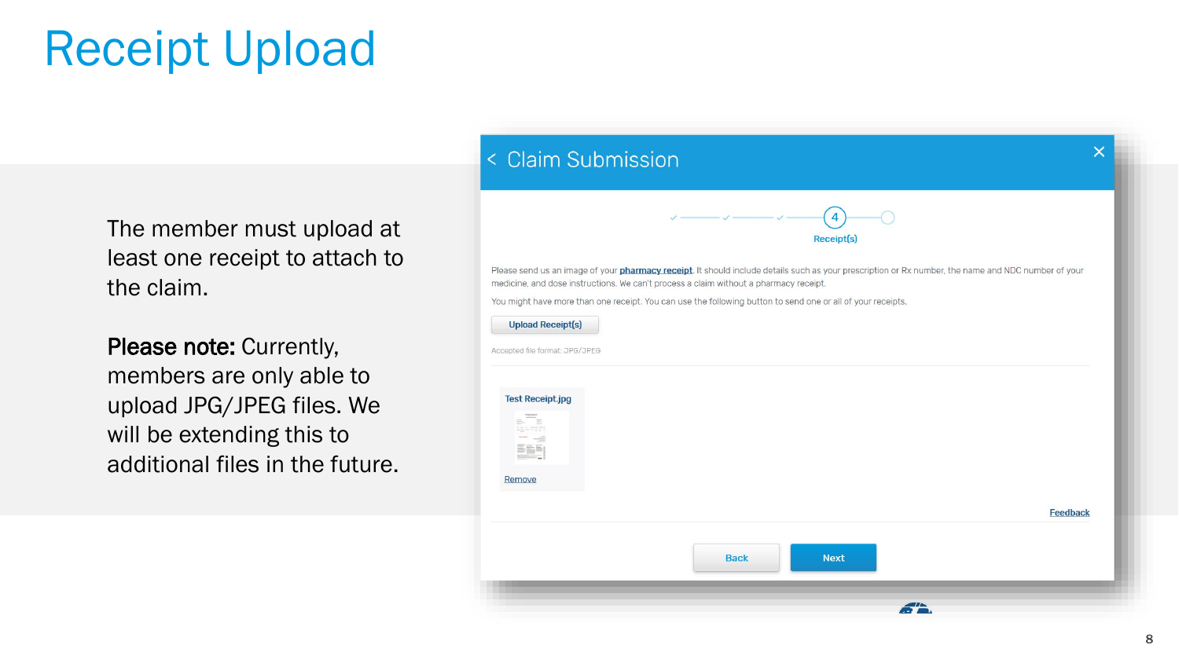# Receipt Upload

The member must upload at least one receipt to attach to the claim.

**Please note:** Currently, members are only able to upload JPG/JPEG files. We will be extending this to additional files in the future.

## Claim Submission

4

Receipt(s)

Please send us an image of your pharmacy receipt. It should include details such as your prescription or Rx number, the name and NDC number of your medicine, and dose instructions. We can't process a claim without a pharmacy receipt.

You might have more than one receipt. You can use the following button to send one or all of your receipts.

Upload Receipt(s)

Accepted file format: JPG/JPEG

Test Receipt.jpg

Remove

Feedback

Back

Next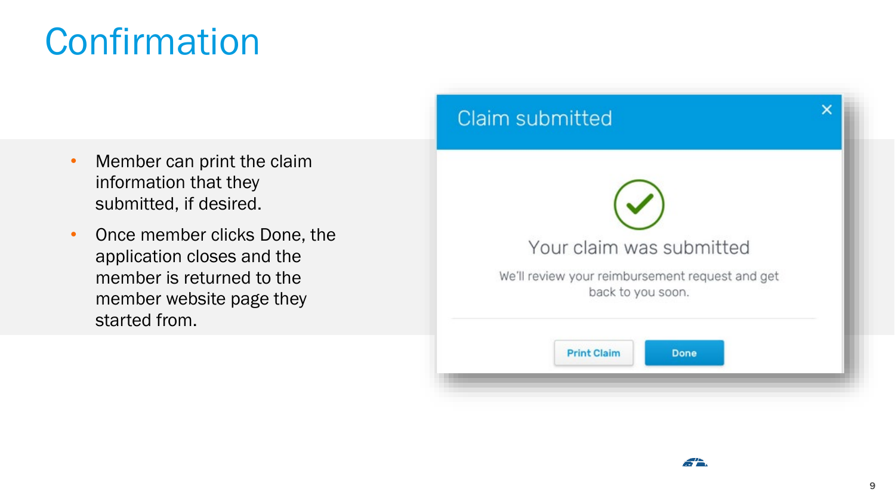# Confirmation

- Member can print the claim information that they submitted, if desired.
- Once member clicks Done, the application closes and the member is returned to the member website page they started from.

Claim submitted

Your claim was submitted

We'll review your reimbursement request and get back to you soon.

Print Claim

Done